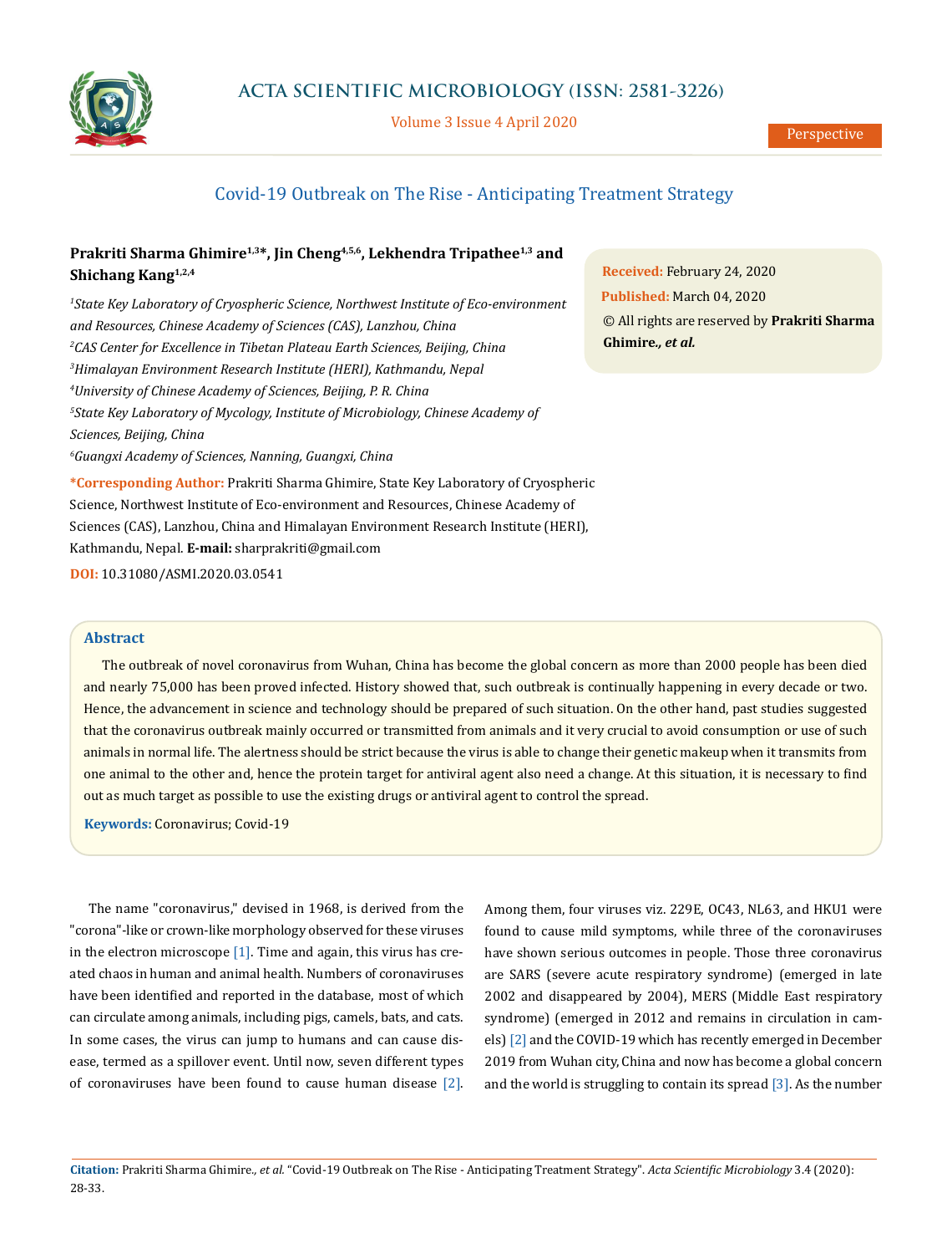# Covid-19 Outbreak on The Rise - Anticipating Treatment Strategy

**Prakriti Sharma Ghimire[1,3]\*, Jin Cheng[4,5,6], Lekhendra Tripathee[1,3] and Shichang Kang[1,2,4]**

[1]*State Key Laboratory of Cryospheric Science, Northwest Institute of Eco-environment and Resources, Chinese Academy of Sciences (CAS), Lanzhou, China*

[2]*CAS Center for Excellence in Tibetan Plateau Earth Sciences, Beijing, China*

[3]*Himalayan Environment Research Institute (HERI), Kathmandu, Nepal*

[4]*University of Chinese Academy of Sciences, Beijing, P. R. China*

[5]*State Key Laboratory of Mycology, Institute of Microbiology, Chinese Academy of Sciences, Beijing, China*

[6]*Guangxi Academy of Sciences, Nanning, Guangxi, China*

**\*Corresponding Author:** Prakriti Sharma Ghimire, State Key Laboratory of Cryospheric Science, Northwest Institute of Eco-environment and Resources, Chinese Academy of Sciences (CAS), Lanzhou, China and Himalayan Environment Research Institute (HERI), Kathmandu, Nepal. **E-mail:** sharprakriti@gmail.com

**DOI:** 10.31080/ASMI.2020.03.0541

**Received:** February 24, 2020
**Published:** March 04, 2020
© All rights are reserved by **Prakriti Sharma Ghimire., *et al.***

## Abstract

The outbreak of novel coronavirus from Wuhan, China has become the global concern as more than 2000 people has been died and nearly 75,000 has been proved infected. History showed that, such outbreak is continually happening in every decade or two. Hence, the advancement in science and technology should be prepared of such situation. On the other hand, past studies suggested that the coronavirus outbreak mainly occurred or transmitted from animals and it very crucial to avoid consumption or use of such animals in normal life. The alertness should be strict because the virus is able to change their genetic makeup when it transmits from one animal to the other and, hence the protein target for antiviral agent also need a change. At this situation, it is necessary to find out as much target as possible to use the existing drugs or antiviral agent to control the spread.

**Keywords:** Coronavirus; Covid-19

The name "coronavirus," devised in 1968, is derived from the "corona"-like or crown-like morphology observed for these viruses in the electron microscope [1]. Time and again, this virus has created chaos in human and animal health. Numbers of coronaviruses have been identified and reported in the database, most of which can circulate among animals, including pigs, camels, bats, and cats. In some cases, the virus can jump to humans and can cause disease, termed as a spillover event. Until now, seven different types of coronaviruses have been found to cause human disease [2]. Among them, four viruses viz. 229E, OC43, NL63, and HKU1 were found to cause mild symptoms, while three of the coronaviruses have shown serious outcomes in people. Those three coronavirus are SARS (severe acute respiratory syndrome) (emerged in late 2002 and disappeared by 2004), MERS (Middle East respiratory syndrome) (emerged in 2012 and remains in circulation in camels) [2] and the COVID-19 which has recently emerged in December 2019 from Wuhan city, China and now has become a global concern and the world is struggling to contain its spread [3]. As the number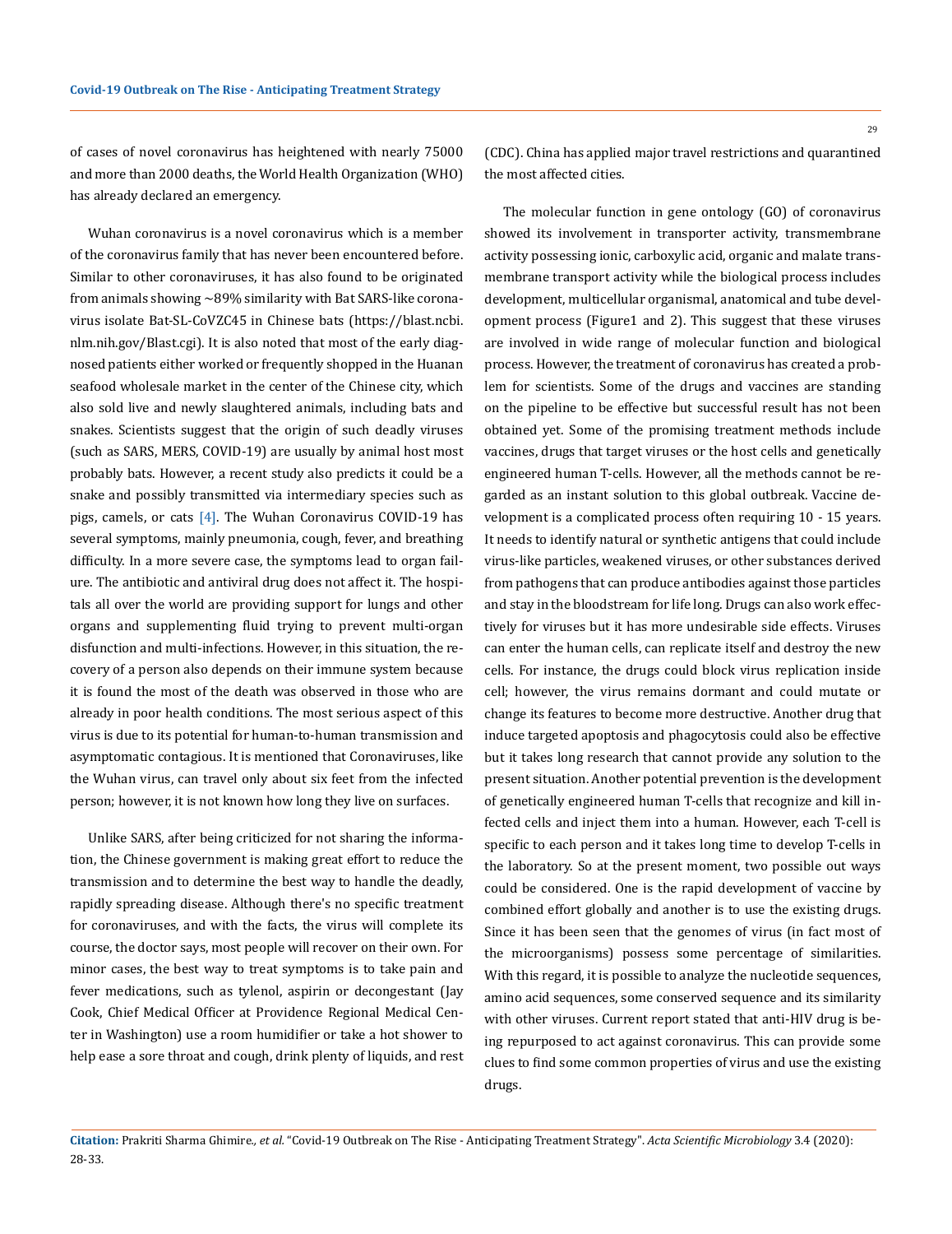of cases of novel coronavirus has heightened with nearly 75000 and more than 2000 deaths, the World Health Organization (WHO) has already declared an emergency.

Wuhan coronavirus is a novel coronavirus which is a member of the coronavirus family that has never been encountered before. Similar to other coronaviruses, it has also found to be originated from animals showing ~89% similarity with Bat SARS-like coronavirus isolate Bat-SL-CoVZC45 in Chinese bats (https://blast.ncbi.nlm.nih.gov/Blast.cgi). It is also noted that most of the early diagnosed patients either worked or frequently shopped in the Huanan seafood wholesale market in the center of the Chinese city, which also sold live and newly slaughtered animals, including bats and snakes. Scientists suggest that the origin of such deadly viruses (such as SARS, MERS, COVID-19) are usually by animal host most probably bats. However, a recent study also predicts it could be a snake and possibly transmitted via intermediary species such as pigs, camels, or cats [4]. The Wuhan Coronavirus COVID-19 has several symptoms, mainly pneumonia, cough, fever, and breathing difficulty. In a more severe case, the symptoms lead to organ failure. The antibiotic and antiviral drug does not affect it. The hospitals all over the world are providing support for lungs and other organs and supplementing fluid trying to prevent multi-organ disfunction and multi-infections. However, in this situation, the recovery of a person also depends on their immune system because it is found the most of the death was observed in those who are already in poor health conditions. The most serious aspect of this virus is due to its potential for human-to-human transmission and asymptomatic contagious. It is mentioned that Coronaviruses, like the Wuhan virus, can travel only about six feet from the infected person; however, it is not known how long they live on surfaces.

Unlike SARS, after being criticized for not sharing the information, the Chinese government is making great effort to reduce the transmission and to determine the best way to handle the deadly, rapidly spreading disease. Although there's no specific treatment for coronaviruses, and with the facts, the virus will complete its course, the doctor says, most people will recover on their own. For minor cases, the best way to treat symptoms is to take pain and fever medications, such as tylenol, aspirin or decongestant (Jay Cook, Chief Medical Officer at Providence Regional Medical Center in Washington) use a room humidifier or take a hot shower to help ease a sore throat and cough, drink plenty of liquids, and rest (CDC). China has applied major travel restrictions and quarantined the most affected cities.

The molecular function in gene ontology (GO) of coronavirus showed its involvement in transporter activity, transmembrane activity possessing ionic, carboxylic acid, organic and malate transmembrane transport activity while the biological process includes development, multicellular organismal, anatomical and tube development process (Figure1 and 2). This suggest that these viruses are involved in wide range of molecular function and biological process. However, the treatment of coronavirus has created a problem for scientists. Some of the drugs and vaccines are standing on the pipeline to be effective but successful result has not been obtained yet. Some of the promising treatment methods include vaccines, drugs that target viruses or the host cells and genetically engineered human T-cells. However, all the methods cannot be regarded as an instant solution to this global outbreak. Vaccine development is a complicated process often requiring 10 - 15 years. It needs to identify natural or synthetic antigens that could include virus-like particles, weakened viruses, or other substances derived from pathogens that can produce antibodies against those particles and stay in the bloodstream for life long. Drugs can also work effectively for viruses but it has more undesirable side effects. Viruses can enter the human cells, can replicate itself and destroy the new cells. For instance, the drugs could block virus replication inside cell; however, the virus remains dormant and could mutate or change its features to become more destructive. Another drug that induce targeted apoptosis and phagocytosis could also be effective but it takes long research that cannot provide any solution to the present situation. Another potential prevention is the development of genetically engineered human T-cells that recognize and kill infected cells and inject them into a human. However, each T-cell is specific to each person and it takes long time to develop T-cells in the laboratory. So at the present moment, two possible out ways could be considered. One is the rapid development of vaccine by combined effort globally and another is to use the existing drugs. Since it has been seen that the genomes of virus (in fact most of the microorganisms) possess some percentage of similarities. With this regard, it is possible to analyze the nucleotide sequences, amino acid sequences, some conserved sequence and its similarity with other viruses. Current report stated that anti-HIV drug is being repurposed to act against coronavirus. This can provide some clues to find some common properties of virus and use the existing drugs.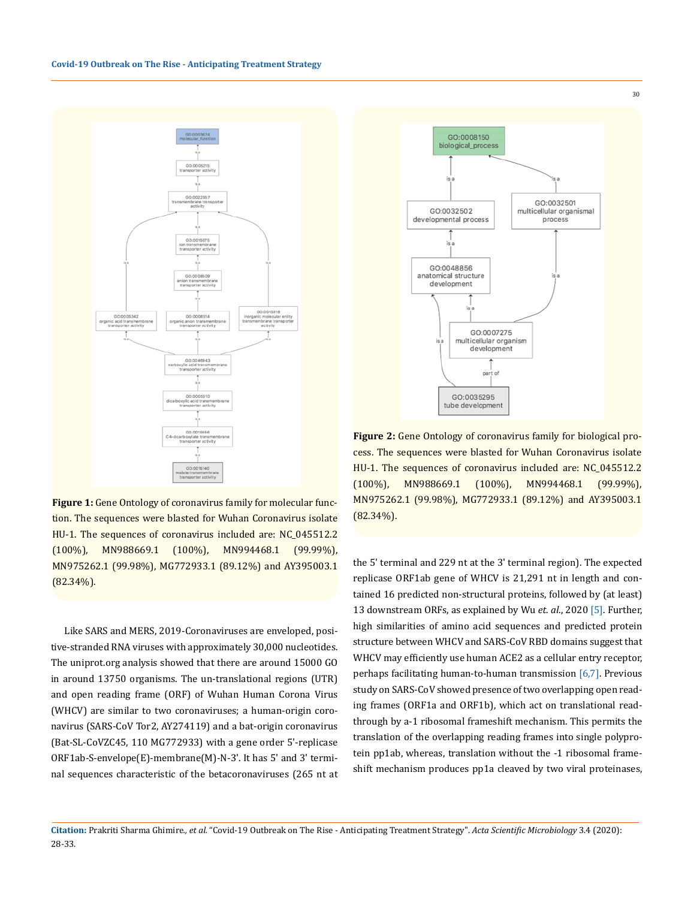**Figure 1:** Gene Ontology of coronavirus family for molecular function. The sequences were blasted for Wuhan Coronavirus isolate HU-1. The sequences of coronavirus included are: NC_045512.2 (100%), MN988669.1 (100%), MN994468.1 (99.99%), MN975262.1 (99.98%), MG772933.1 (89.12%) and AY395003.1 (82.34%).

**Figure 2:** Gene Ontology of coronavirus family for biological process. The sequences were blasted for Wuhan Coronavirus isolate HU-1. The sequences of coronavirus included are: NC_045512.2 (100%), MN988669.1 (100%), MN994468.1 (99.99%), MN975262.1 (99.98%), MG772933.1 (89.12%) and AY395003.1 (82.34%).

Like SARS and MERS, 2019-Coronaviruses are enveloped, positive-stranded RNA viruses with approximately 30,000 nucleotides. The uniprot.org analysis showed that there are around 15000 GO in around 13750 organisms. The un-translational regions (UTR) and open reading frame (ORF) of Wuhan Human Corona Virus (WHCV) are similar to two coronaviruses; a human-origin coronavirus (SARS-CoV Tor2, AY274119) and a bat-origin coronavirus (Bat-SL-CoVZC45, 110 MG772933) with a gene order 5'-replicase ORF1ab-S-envelope(E)-membrane(M)-N-3'. It has 5' and 3' terminal sequences characteristic of the betacoronaviruses (265 nt at the 5' terminal and 229 nt at the 3' terminal region). The expected replicase ORF1ab gene of WHCV is 21,291 nt in length and contained 16 predicted non-structural proteins, followed by (at least) 13 downstream ORFs, as explained by Wu *et. al.*, 2020 [5]. Further, high similarities of amino acid sequences and predicted protein structure between WHCV and SARS-CoV RBD domains suggest that WHCV may efficiently use human ACE2 as a cellular entry receptor, perhaps facilitating human-to-human transmission [6,7]. Previous study on SARS-CoV showed presence of two overlapping open reading frames (ORF1a and ORF1b), which act on translational read-through by a-1 ribosomal frameshift mechanism. This permits the translation of the overlapping reading frames into single polyprotein pp1ab, whereas, translation without the -1 ribosomal frameshift mechanism produces pp1a cleaved by two viral proteinases,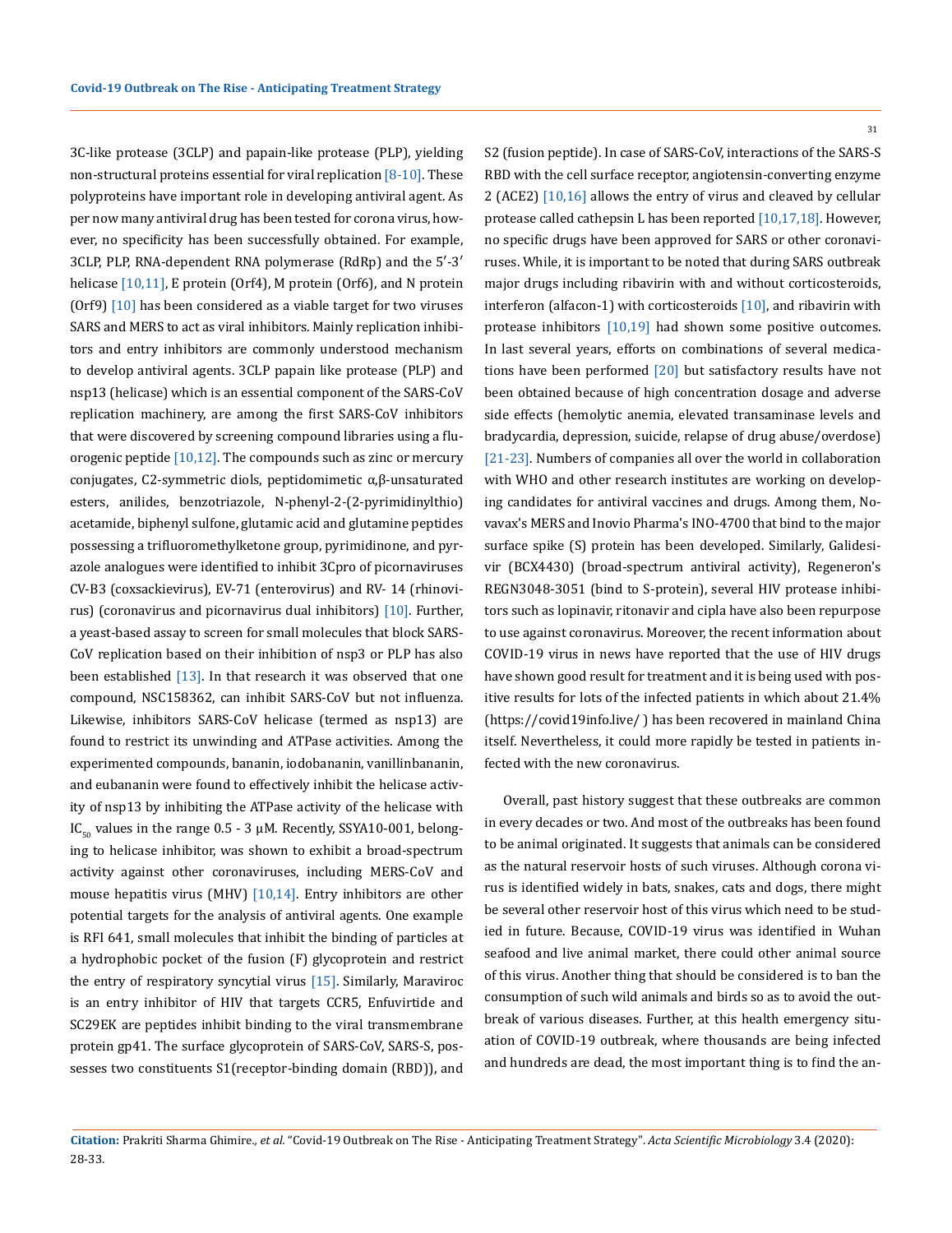3C-like protease (3CLP) and papain-like protease (PLP), yielding non-structural proteins essential for viral replication [8-10]. These polyproteins have important role in developing antiviral agent. As per now many antiviral drug has been tested for corona virus, however, no specificity has been successfully obtained. For example, 3CLP, PLP, RNA-dependent RNA polymerase (RdRp) and the 5′-3′ helicase [10,11], E protein (Orf4), M protein (Orf6), and N protein (Orf9) [10] has been considered as a viable target for two viruses SARS and MERS to act as viral inhibitors. Mainly replication inhibitors and entry inhibitors are commonly understood mechanism to develop antiviral agents. 3CLP papain like protease (PLP) and nsp13 (helicase) which is an essential component of the SARS-CoV replication machinery, are among the first SARS-CoV inhibitors that were discovered by screening compound libraries using a fluorogenic peptide [10,12]. The compounds such as zinc or mercury conjugates, C2-symmetric diols, peptidomimetic α,β-unsaturated esters, anilides, benzotriazole, N-phenyl-2-(2-pyrimidinylthio) acetamide, biphenyl sulfone, glutamic acid and glutamine peptides possessing a trifluoromethylketone group, pyrimidinone, and pyrazole analogues were identified to inhibit 3Cpro of picornaviruses CV-B3 (coxsackievirus), EV-71 (enterovirus) and RV- 14 (rhinovirus) (coronavirus and picornavirus dual inhibitors) [10]. Further, a yeast-based assay to screen for small molecules that block SARS-CoV replication based on their inhibition of nsp3 or PLP has also been established [13]. In that research it was observed that one compound, NSC158362, can inhibit SARS-CoV but not influenza. Likewise, inhibitors SARS-CoV helicase (termed as nsp13) are found to restrict its unwinding and ATPase activities. Among the experimented compounds, bananin, iodobananin, vanillinbananin, and eubananin were found to effectively inhibit the helicase activity of nsp13 by inhibiting the ATPase activity of the helicase with $IC_{50}$ values in the range 0.5 - 3 μM. Recently, SSYA10-001, belonging to helicase inhibitor, was shown to exhibit a broad-spectrum activity against other coronaviruses, including MERS-CoV and mouse hepatitis virus (MHV) [10,14]. Entry inhibitors are other potential targets for the analysis of antiviral agents. One example is RFI 641, small molecules that inhibit the binding of particles at a hydrophobic pocket of the fusion (F) glycoprotein and restrict the entry of respiratory syncytial virus [15]. Similarly, Maraviroc is an entry inhibitor of HIV that targets CCR5, Enfuvirtide and SC29EK are peptides inhibit binding to the viral transmembrane protein gp41. The surface glycoprotein of SARS-CoV, SARS-S, possesses two constituents S1(receptor-binding domain (RBD)), and S2 (fusion peptide). In case of SARS-CoV, interactions of the SARS-S RBD with the cell surface receptor, angiotensin-converting enzyme 2 (ACE2) [10,16] allows the entry of virus and cleaved by cellular protease called cathepsin L has been reported [10,17,18]. However, no specific drugs have been approved for SARS or other coronaviruses. While, it is important to be noted that during SARS outbreak major drugs including ribavirin with and without corticosteroids, interferon (alfacon-1) with corticosteroids [10], and ribavirin with protease inhibitors [10,19] had shown some positive outcomes. In last several years, efforts on combinations of several medications have been performed [20] but satisfactory results have not been obtained because of high concentration dosage and adverse side effects (hemolytic anemia, elevated transaminase levels and bradycardia, depression, suicide, relapse of drug abuse/overdose) [21-23]. Numbers of companies all over the world in collaboration with WHO and other research institutes are working on developing candidates for antiviral vaccines and drugs. Among them, Novavax's MERS and Inovio Pharma's INO-4700 that bind to the major surface spike (S) protein has been developed. Similarly, Galidesivir (BCX4430) (broad-spectrum antiviral activity), Regeneron's REGN3048-3051 (bind to S-protein), several HIV protease inhibitors such as lopinavir, ritonavir and cipla have also been repurpose to use against coronavirus. Moreover, the recent information about COVID-19 virus in news have reported that the use of HIV drugs have shown good result for treatment and it is being used with positive results for lots of the infected patients in which about 21.4% (https://covid19info.live/ ) has been recovered in mainland China itself. Nevertheless, it could more rapidly be tested in patients infected with the new coronavirus.

Overall, past history suggest that these outbreaks are common in every decades or two. And most of the outbreaks has been found to be animal originated. It suggests that animals can be considered as the natural reservoir hosts of such viruses. Although corona virus is identified widely in bats, snakes, cats and dogs, there might be several other reservoir host of this virus which need to be studied in future. Because, COVID-19 virus was identified in Wuhan seafood and live animal market, there could other animal source of this virus. Another thing that should be considered is to ban the consumption of such wild animals and birds so as to avoid the outbreak of various diseases. Further, at this health emergency situation of COVID-19 outbreak, where thousands are being infected and hundreds are dead, the most important thing is to find the an-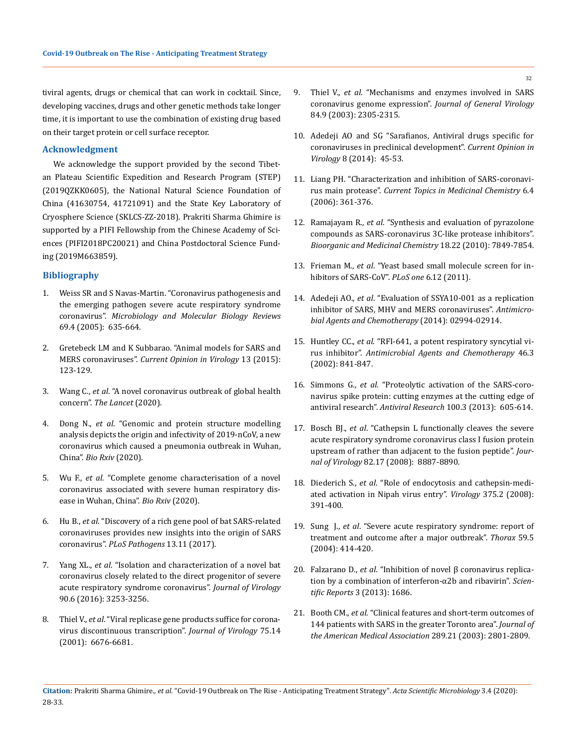tiviral agents, drugs or chemical that can work in cocktail. Since, developing vaccines, drugs and other genetic methods take longer time, it is important to use the combination of existing drug based on their target protein or cell surface receptor.

## Acknowledgment

We acknowledge the support provided by the second Tibetan Plateau Scientific Expedition and Research Program (STEP) (2019QZKK0605), the National Natural Science Foundation of China (41630754, 41721091) and the State Key Laboratory of Cryosphere Science (SKLCS-ZZ-2018). Prakriti Sharma Ghimire is supported by a PIFI Fellowship from the Chinese Academy of Sciences (PIFI2018PC20021) and China Postdoctoral Science Funding (2019M663859).

## Bibliography

1. Weiss SR and S Navas-Martin. "Coronavirus pathogenesis and the emerging pathogen severe acute respiratory syndrome coronavirus". *Microbiology and Molecular Biology Reviews* 69.4 (2005): 635-664.
2. Gretebeck LM and K Subbarao. "Animal models for SARS and MERS coronaviruses". *Current Opinion in Virology* 13 (2015): 123-129.
3. Wang C., *et al*. "A novel coronavirus outbreak of global health concern". *The Lancet* (2020).
4. Dong N., *et al*. "Genomic and protein structure modelling analysis depicts the origin and infectivity of 2019-nCoV, a new coronavirus which caused a pneumonia outbreak in Wuhan, China". *Bio Rxiv* (2020).
5. Wu F., *et al*. "Complete genome characterisation of a novel coronavirus associated with severe human respiratory disease in Wuhan, China". *Bio Rxiv* (2020).
6. Hu B., *et al*. "Discovery of a rich gene pool of bat SARS-related coronaviruses provides new insights into the origin of SARS coronavirus". *PLoS Pathogens* 13.11 (2017).
7. Yang XL., *et al*. "Isolation and characterization of a novel bat coronavirus closely related to the direct progenitor of severe acute respiratory syndrome coronavirus". *Journal of Virology* 90.6 (2016): 3253-3256.
8. Thiel V., *et al*. "Viral replicase gene products suffice for coronavirus discontinuous transcription". *Journal of Virology* 75.14 (2001): 6676-6681.
9. Thiel V., *et al*. "Mechanisms and enzymes involved in SARS coronavirus genome expression". *Journal of General Virology* 84.9 (2003): 2305-2315.
10. Adedeji AO and SG "Sarafianos, Antiviral drugs specific for coronaviruses in preclinical development". *Current Opinion in Virology* 8 (2014): 45-53.
11. Liang PH. "Characterization and inhibition of SARS-coronavirus main protease". *Current Topics in Medicinal Chemistry* 6.4 (2006): 361-376.
12. Ramajayam R., *et al*. "Synthesis and evaluation of pyrazolone compounds as SARS-coronavirus 3C-like protease inhibitors". *Bioorganic and Medicinal Chemistry* 18.22 (2010): 7849-7854.
13. Frieman M., *et al*. "Yeast based small molecule screen for inhibitors of SARS-CoV". *PLoS one* 6.12 (2011).
14. Adedeji AO., *et al*. "Evaluation of SSYA10-001 as a replication inhibitor of SARS, MHV and MERS coronaviruses". *Antimicrobial Agents and Chemotherapy* (2014): 02994-02914.
15. Huntley CC., *et al*. "RFI-641, a potent respiratory syncytial virus inhibitor". *Antimicrobial Agents and Chemotherapy* 46.3 (2002): 841-847.
16. Simmons G., *et al*. "Proteolytic activation of the SARS-coronavirus spike protein: cutting enzymes at the cutting edge of antiviral research". *Antiviral Research* 100.3 (2013): 605-614.
17. Bosch BJ., *et al*. "Cathepsin L functionally cleaves the severe acute respiratory syndrome coronavirus class I fusion protein upstream of rather than adjacent to the fusion peptide". *Journal of Virology* 82.17 (2008): 8887-8890.
18. Diederich S., *et al*. "Role of endocytosis and cathepsin-mediated activation in Nipah virus entry". *Virology* 375.2 (2008): 391-400.
19. Sung J., *et al*. "Severe acute respiratory syndrome: report of treatment and outcome after a major outbreak". *Thorax* 59.5 (2004): 414-420.
20. Falzarano D., *et al*. "Inhibition of novel β coronavirus replication by a combination of interferon-α2b and ribavirin". *Scientific Reports* 3 (2013): 1686.
21. Booth CM., *et al*. "Clinical features and short-term outcomes of 144 patients with SARS in the greater Toronto area". *Journal of the American Medical Association* 289.21 (2003): 2801-2809.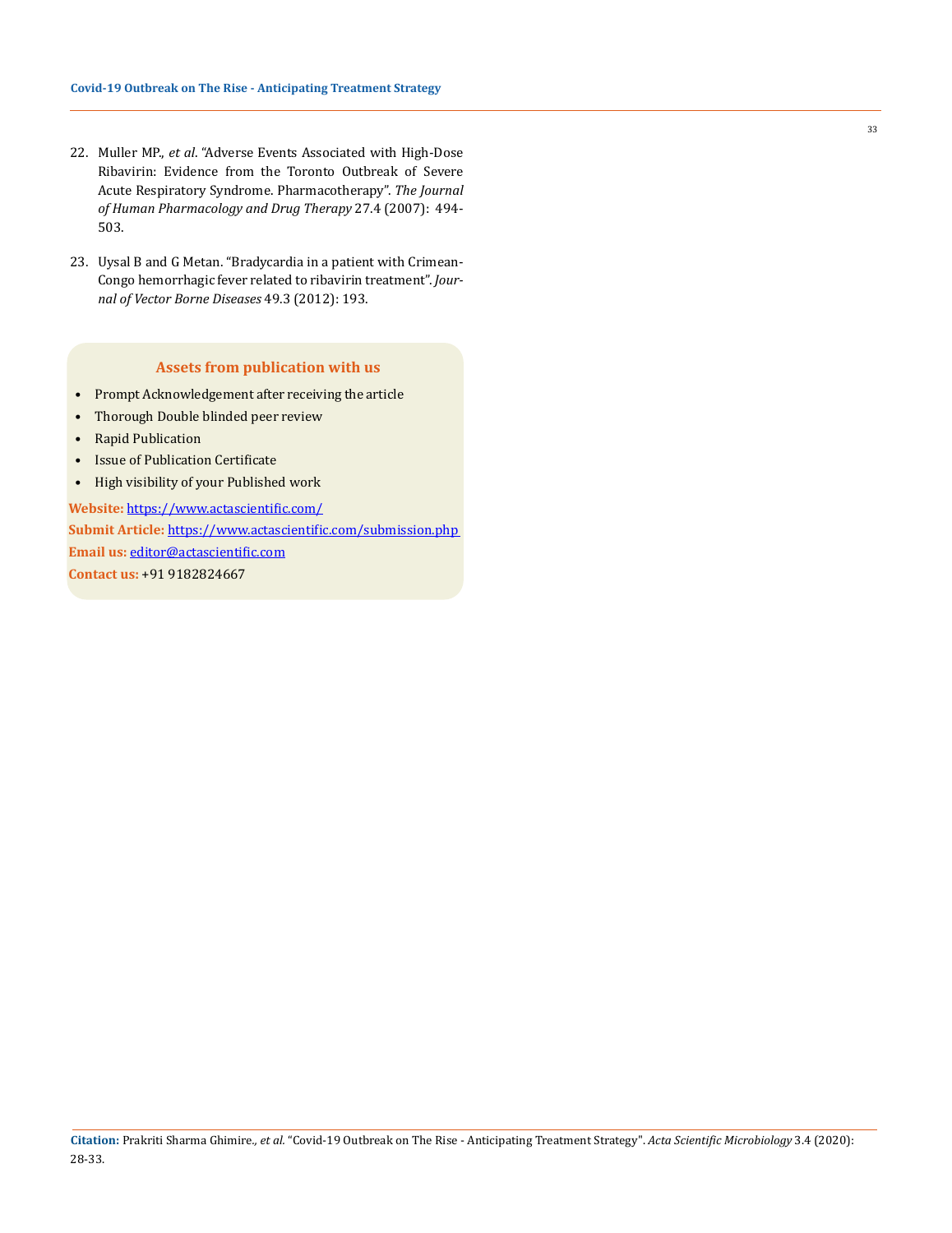22. Muller MP., *et al*. "Adverse Events Associated with High-Dose Ribavirin: Evidence from the Toronto Outbreak of Severe Acute Respiratory Syndrome. Pharmacotherapy". *The Journal of Human Pharmacology and Drug Therapy* 27.4 (2007): 494-503.

23. Uysal B and G Metan. "Bradycardia in a patient with Crimean-Congo hemorrhagic fever related to ribavirin treatment". *Journal of Vector Borne Diseases* 49.3 (2012): 193.

### Assets from publication with us

- Prompt Acknowledgement after receiving the article
- Thorough Double blinded peer review
- Rapid Publication
- Issue of Publication Certificate
- High visibility of your Published work

**Website:** https://www.actascientific.com/
**Submit Article:** https://www.actascientific.com/submission.php
**Email us:** editor@actascientific.com
**Contact us:** +91 9182824667